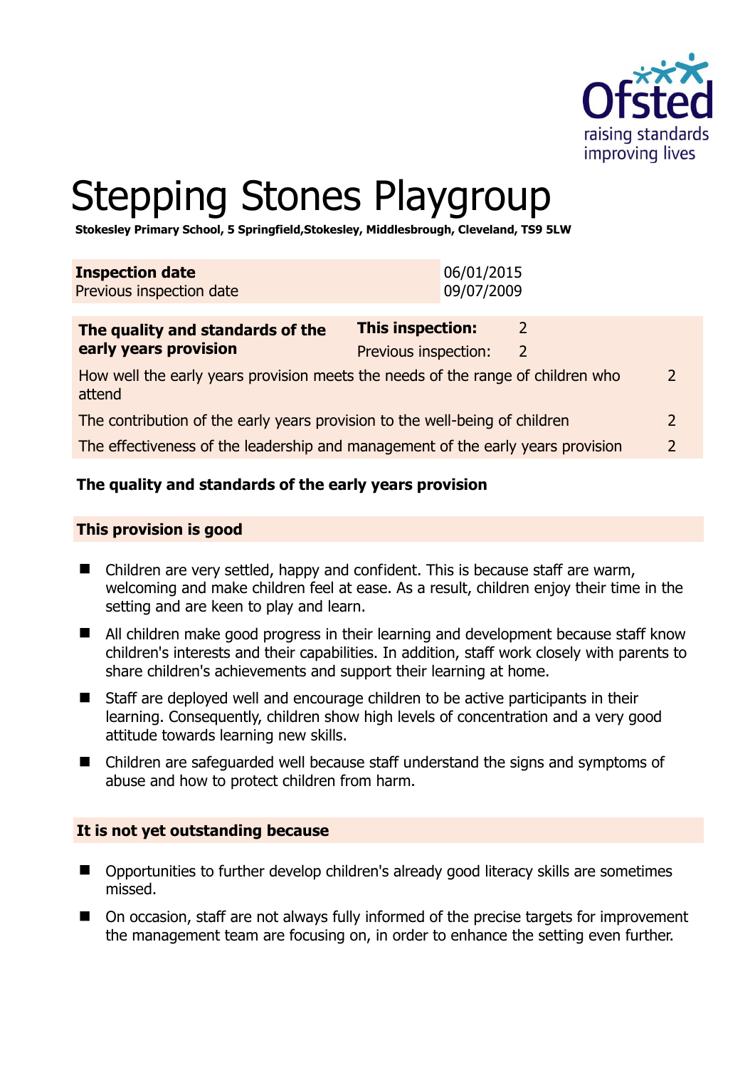# Stepping Stones Playgroup

**Stokesley Primary School, 5 Springfield,Stokesley, Middlesbrough, Cleveland, TS9 5LW**

| **Inspection date** | 06/01/2015 |
|---|---|
| Previous inspection date | 09/07/2009 |

| **The quality and standards of the early years provision** | **This inspection:** | 2 |
|---|---|---|
| | Previous inspection: | 2 |
| How well the early years provision meets the needs of the range of children who attend | | 2 |
| The contribution of the early years provision to the well-being of children | | 2 |
| The effectiveness of the leadership and management of the early years provision | | 2 |

## The quality and standards of the early years provision

### This provision is good

- Children are very settled, happy and confident. This is because staff are warm, welcoming and make children feel at ease. As a result, children enjoy their time in the setting and are keen to play and learn.
- All children make good progress in their learning and development because staff know children's interests and their capabilities. In addition, staff work closely with parents to share children's achievements and support their learning at home.
- Staff are deployed well and encourage children to be active participants in their learning. Consequently, children show high levels of concentration and a very good attitude towards learning new skills.
- Children are safeguarded well because staff understand the signs and symptoms of abuse and how to protect children from harm.

### It is not yet outstanding because

- Opportunities to further develop children's already good literacy skills are sometimes missed.
- On occasion, staff are not always fully informed of the precise targets for improvement the management team are focusing on, in order to enhance the setting even further.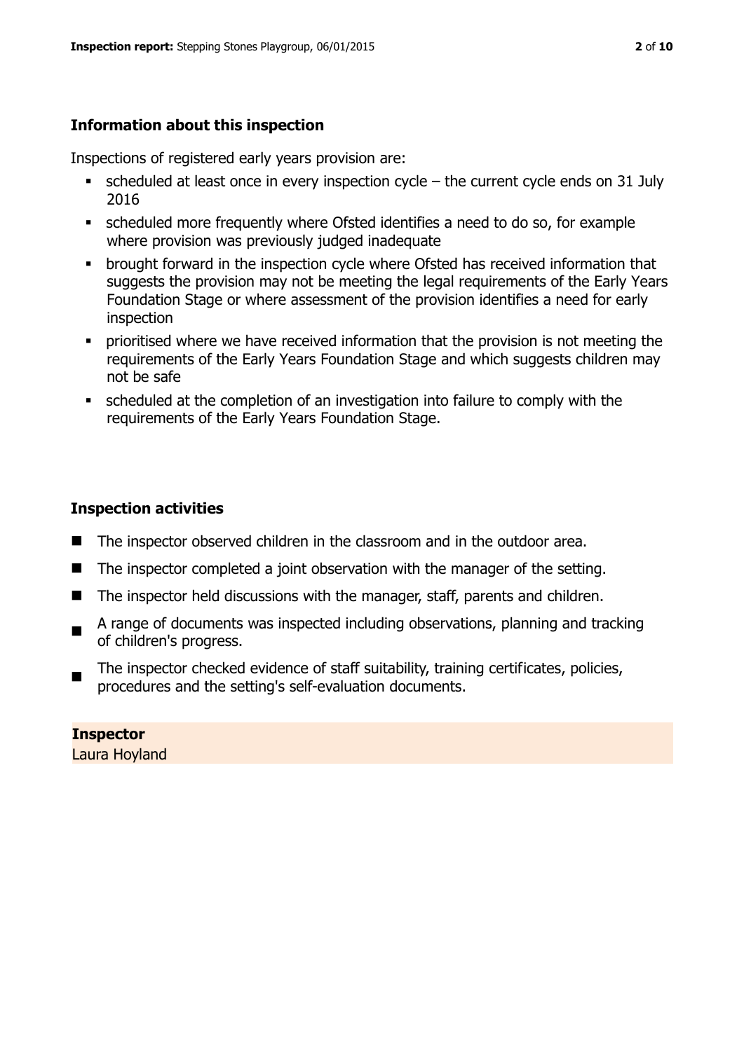## Information about this inspection

Inspections of registered early years provision are:

- scheduled at least once in every inspection cycle – the current cycle ends on 31 July 2016
- scheduled more frequently where Ofsted identifies a need to do so, for example where provision was previously judged inadequate
- brought forward in the inspection cycle where Ofsted has received information that suggests the provision may not be meeting the legal requirements of the Early Years Foundation Stage or where assessment of the provision identifies a need for early inspection
- prioritised where we have received information that the provision is not meeting the requirements of the Early Years Foundation Stage and which suggests children may not be safe
- scheduled at the completion of an investigation into failure to comply with the requirements of the Early Years Foundation Stage.

## Inspection activities

- The inspector observed children in the classroom and in the outdoor area.
- The inspector completed a joint observation with the manager of the setting.
- The inspector held discussions with the manager, staff, parents and children.
- A range of documents was inspected including observations, planning and tracking of children's progress.
- The inspector checked evidence of staff suitability, training certificates, policies, procedures and the setting's self-evaluation documents.

**Inspector**
Laura Hoyland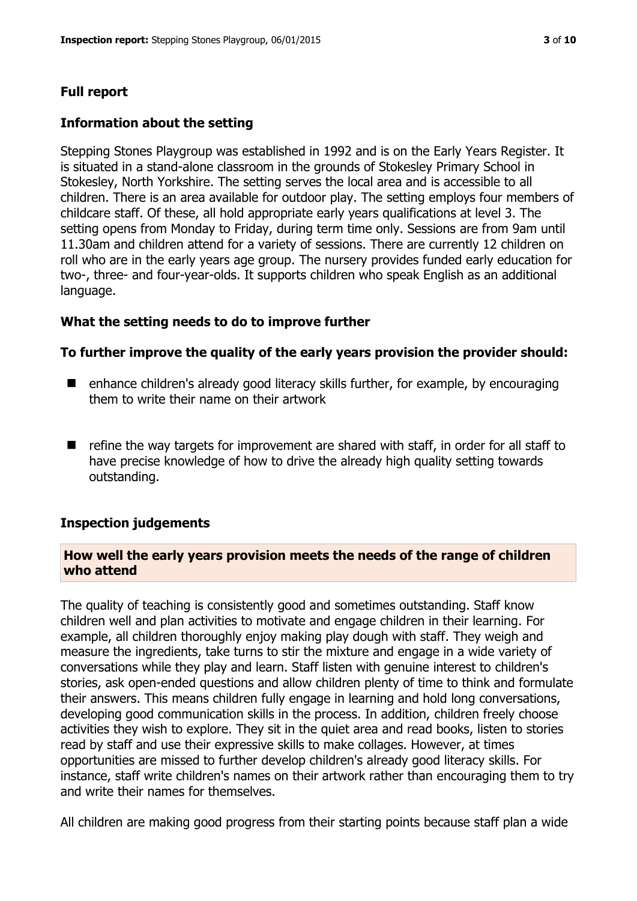## Full report

### Information about the setting

Stepping Stones Playgroup was established in 1992 and is on the Early Years Register. It is situated in a stand-alone classroom in the grounds of Stokesley Primary School in Stokesley, North Yorkshire. The setting serves the local area and is accessible to all children. There is an area available for outdoor play. The setting employs four members of childcare staff. Of these, all hold appropriate early years qualifications at level 3. The setting opens from Monday to Friday, during term time only. Sessions are from 9am until 11.30am and children attend for a variety of sessions. There are currently 12 children on roll who are in the early years age group. The nursery provides funded early education for two-, three- and four-year-olds. It supports children who speak English as an additional language.

### What the setting needs to do to improve further

**To further improve the quality of the early years provision the provider should:**

- enhance children's already good literacy skills further, for example, by encouraging them to write their name on their artwork
- refine the way targets for improvement are shared with staff, in order for all staff to have precise knowledge of how to drive the already high quality setting towards outstanding.

### Inspection judgements

#### How well the early years provision meets the needs of the range of children who attend

The quality of teaching is consistently good and sometimes outstanding. Staff know children well and plan activities to motivate and engage children in their learning. For example, all children thoroughly enjoy making play dough with staff. They weigh and measure the ingredients, take turns to stir the mixture and engage in a wide variety of conversations while they play and learn. Staff listen with genuine interest to children's stories, ask open-ended questions and allow children plenty of time to think and formulate their answers. This means children fully engage in learning and hold long conversations, developing good communication skills in the process. In addition, children freely choose activities they wish to explore. They sit in the quiet area and read books, listen to stories read by staff and use their expressive skills to make collages. However, at times opportunities are missed to further develop children's already good literacy skills. For instance, staff write children's names on their artwork rather than encouraging them to try and write their names for themselves.

All children are making good progress from their starting points because staff plan a wide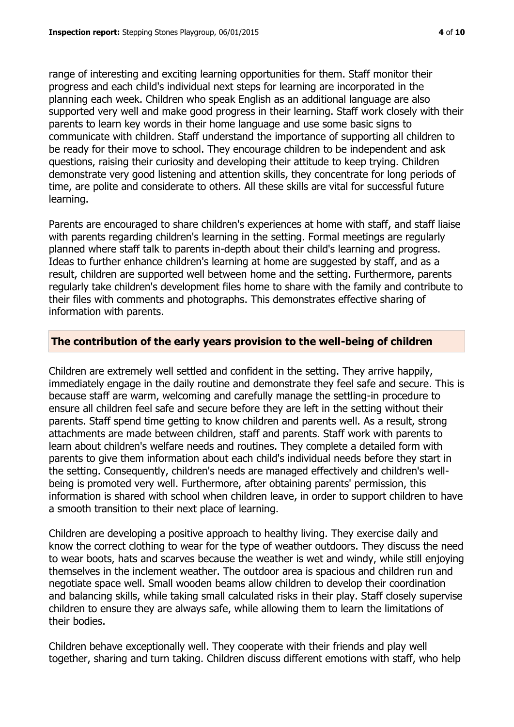range of interesting and exciting learning opportunities for them. Staff monitor their progress and each child's individual next steps for learning are incorporated in the planning each week. Children who speak English as an additional language are also supported very well and make good progress in their learning. Staff work closely with their parents to learn key words in their home language and use some basic signs to communicate with children. Staff understand the importance of supporting all children to be ready for their move to school. They encourage children to be independent and ask questions, raising their curiosity and developing their attitude to keep trying. Children demonstrate very good listening and attention skills, they concentrate for long periods of time, are polite and considerate to others. All these skills are vital for successful future learning.

Parents are encouraged to share children's experiences at home with staff, and staff liaise with parents regarding children's learning in the setting. Formal meetings are regularly planned where staff talk to parents in-depth about their child's learning and progress. Ideas to further enhance children's learning at home are suggested by staff, and as a result, children are supported well between home and the setting. Furthermore, parents regularly take children's development files home to share with the family and contribute to their files with comments and photographs. This demonstrates effective sharing of information with parents.

## The contribution of the early years provision to the well-being of children

Children are extremely well settled and confident in the setting. They arrive happily, immediately engage in the daily routine and demonstrate they feel safe and secure. This is because staff are warm, welcoming and carefully manage the settling-in procedure to ensure all children feel safe and secure before they are left in the setting without their parents. Staff spend time getting to know children and parents well. As a result, strong attachments are made between children, staff and parents. Staff work with parents to learn about children's welfare needs and routines. They complete a detailed form with parents to give them information about each child's individual needs before they start in the setting. Consequently, children's needs are managed effectively and children's well-being is promoted very well. Furthermore, after obtaining parents' permission, this information is shared with school when children leave, in order to support children to have a smooth transition to their next place of learning.

Children are developing a positive approach to healthy living. They exercise daily and know the correct clothing to wear for the type of weather outdoors. They discuss the need to wear boots, hats and scarves because the weather is wet and windy, while still enjoying themselves in the inclement weather. The outdoor area is spacious and children run and negotiate space well. Small wooden beams allow children to develop their coordination and balancing skills, while taking small calculated risks in their play. Staff closely supervise children to ensure they are always safe, while allowing them to learn the limitations of their bodies.

Children behave exceptionally well. They cooperate with their friends and play well together, sharing and turn taking. Children discuss different emotions with staff, who help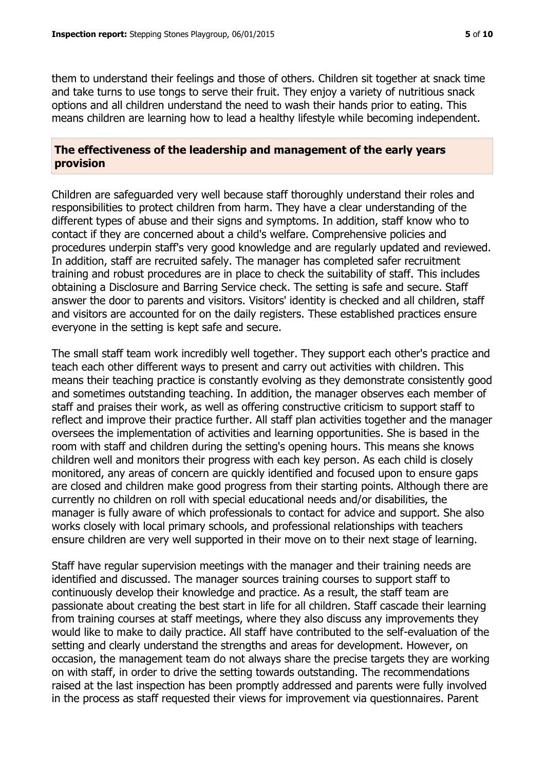them to understand their feelings and those of others. Children sit together at snack time and take turns to use tongs to serve their fruit. They enjoy a variety of nutritious snack options and all children understand the need to wash their hands prior to eating. This means children are learning how to lead a healthy lifestyle while becoming independent.

## The effectiveness of the leadership and management of the early years provision

Children are safeguarded very well because staff thoroughly understand their roles and responsibilities to protect children from harm. They have a clear understanding of the different types of abuse and their signs and symptoms. In addition, staff know who to contact if they are concerned about a child's welfare. Comprehensive policies and procedures underpin staff's very good knowledge and are regularly updated and reviewed. In addition, staff are recruited safely. The manager has completed safer recruitment training and robust procedures are in place to check the suitability of staff. This includes obtaining a Disclosure and Barring Service check. The setting is safe and secure. Staff answer the door to parents and visitors. Visitors' identity is checked and all children, staff and visitors are accounted for on the daily registers. These established practices ensure everyone in the setting is kept safe and secure.

The small staff team work incredibly well together. They support each other's practice and teach each other different ways to present and carry out activities with children. This means their teaching practice is constantly evolving as they demonstrate consistently good and sometimes outstanding teaching. In addition, the manager observes each member of staff and praises their work, as well as offering constructive criticism to support staff to reflect and improve their practice further. All staff plan activities together and the manager oversees the implementation of activities and learning opportunities. She is based in the room with staff and children during the setting's opening hours. This means she knows children well and monitors their progress with each key person. As each child is closely monitored, any areas of concern are quickly identified and focused upon to ensure gaps are closed and children make good progress from their starting points. Although there are currently no children on roll with special educational needs and/or disabilities, the manager is fully aware of which professionals to contact for advice and support. She also works closely with local primary schools, and professional relationships with teachers ensure children are very well supported in their move on to their next stage of learning.

Staff have regular supervision meetings with the manager and their training needs are identified and discussed. The manager sources training courses to support staff to continuously develop their knowledge and practice. As a result, the staff team are passionate about creating the best start in life for all children. Staff cascade their learning from training courses at staff meetings, where they also discuss any improvements they would like to make to daily practice. All staff have contributed to the self-evaluation of the setting and clearly understand the strengths and areas for development. However, on occasion, the management team do not always share the precise targets they are working on with staff, in order to drive the setting towards outstanding. The recommendations raised at the last inspection has been promptly addressed and parents were fully involved in the process as staff requested their views for improvement via questionnaires. Parent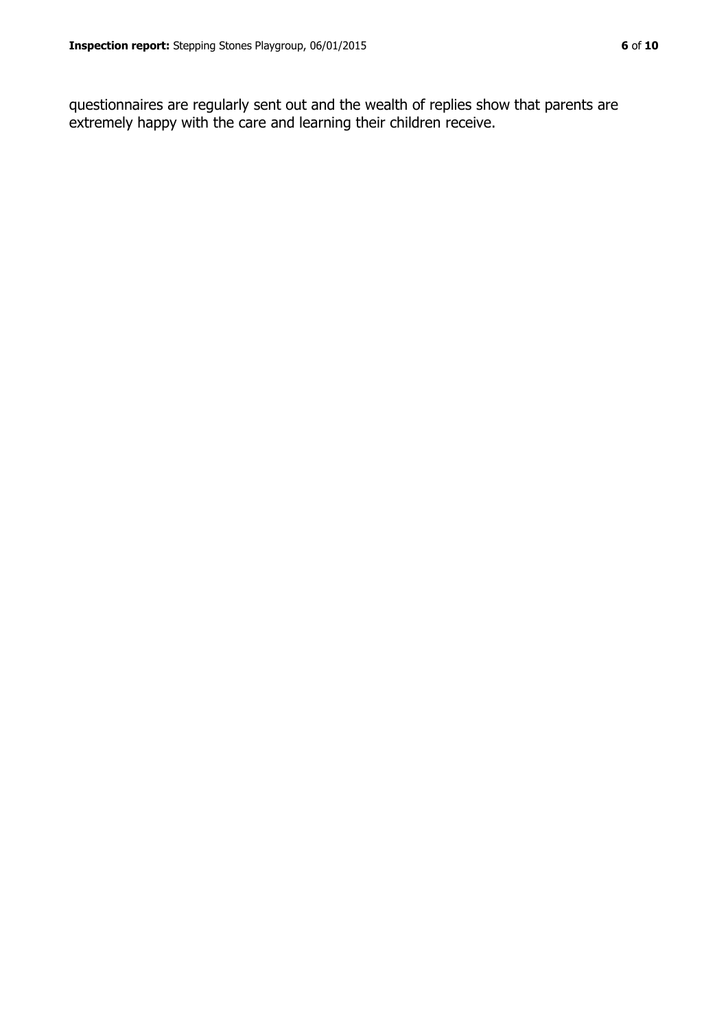questionnaires are regularly sent out and the wealth of replies show that parents are extremely happy with the care and learning their children receive.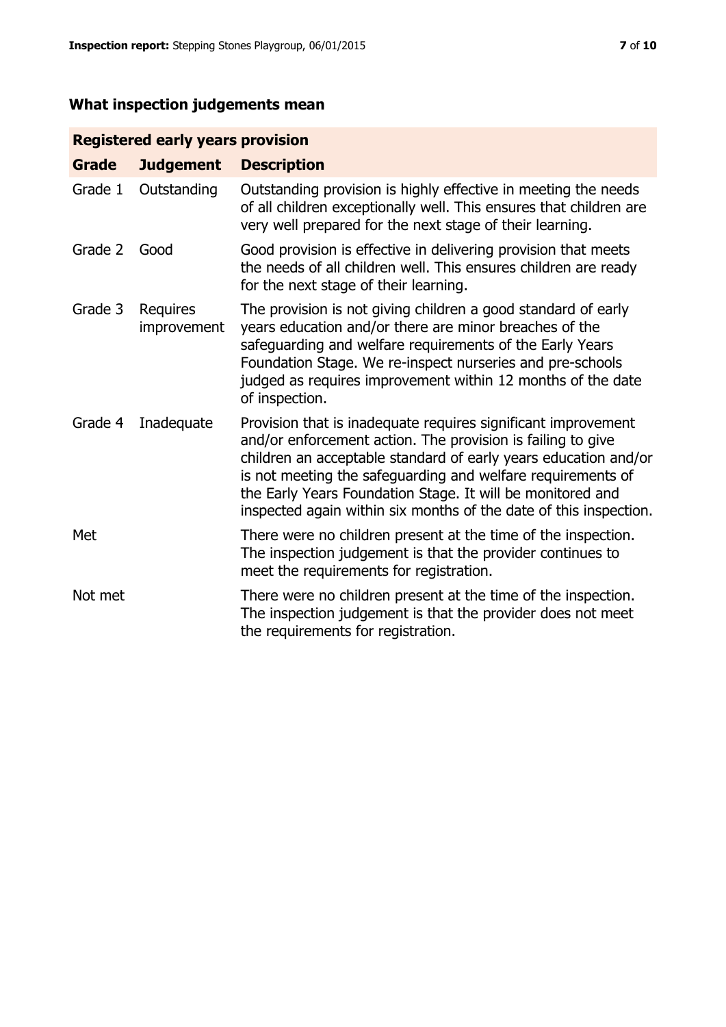## What inspection judgements mean

| Registered early years provision | | |
|---|---|---|
| **Grade** | **Judgement** | **Description** |
| Grade 1 | Outstanding | Outstanding provision is highly effective in meeting the needs of all children exceptionally well. This ensures that children are very well prepared for the next stage of their learning. |
| Grade 2 | Good | Good provision is effective in delivering provision that meets the needs of all children well. This ensures children are ready for the next stage of their learning. |
| Grade 3 | Requires improvement | The provision is not giving children a good standard of early years education and/or there are minor breaches of the safeguarding and welfare requirements of the Early Years Foundation Stage. We re-inspect nurseries and pre-schools judged as requires improvement within 12 months of the date of inspection. |
| Grade 4 | Inadequate | Provision that is inadequate requires significant improvement and/or enforcement action. The provision is failing to give children an acceptable standard of early years education and/or is not meeting the safeguarding and welfare requirements of the Early Years Foundation Stage. It will be monitored and inspected again within six months of the date of this inspection. |
| Met | | There were no children present at the time of the inspection. The inspection judgement is that the provider continues to meet the requirements for registration. |
| Not met | | There were no children present at the time of the inspection. The inspection judgement is that the provider does not meet the requirements for registration. |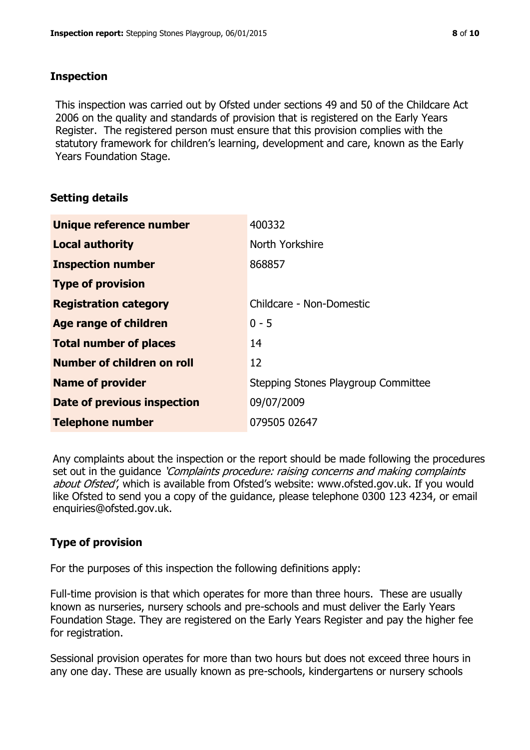## Inspection

This inspection was carried out by Ofsted under sections 49 and 50 of the Childcare Act 2006 on the quality and standards of provision that is registered on the Early Years Register. The registered person must ensure that this provision complies with the statutory framework for children's learning, development and care, known as the Early Years Foundation Stage.

## Setting details

| | |
|---|---|
| **Unique reference number** | 400332 |
| **Local authority** | North Yorkshire |
| **Inspection number** | 868857 |
| **Type of provision** | |
| **Registration category** | Childcare - Non-Domestic |
| **Age range of children** | 0 - 5 |
| **Total number of places** | 14 |
| **Number of children on roll** | 12 |
| **Name of provider** | Stepping Stones Playgroup Committee |
| **Date of previous inspection** | 09/07/2009 |
| **Telephone number** | 079505 02647 |

Any complaints about the inspection or the report should be made following the procedures set out in the guidance *'Complaints procedure: raising concerns and making complaints about Ofsted'*, which is available from Ofsted's website: www.ofsted.gov.uk. If you would like Ofsted to send you a copy of the guidance, please telephone 0300 123 4234, or email enquiries@ofsted.gov.uk.

## Type of provision

For the purposes of this inspection the following definitions apply:

Full-time provision is that which operates for more than three hours. These are usually known as nurseries, nursery schools and pre-schools and must deliver the Early Years Foundation Stage. They are registered on the Early Years Register and pay the higher fee for registration.

Sessional provision operates for more than two hours but does not exceed three hours in any one day. These are usually known as pre-schools, kindergartens or nursery schools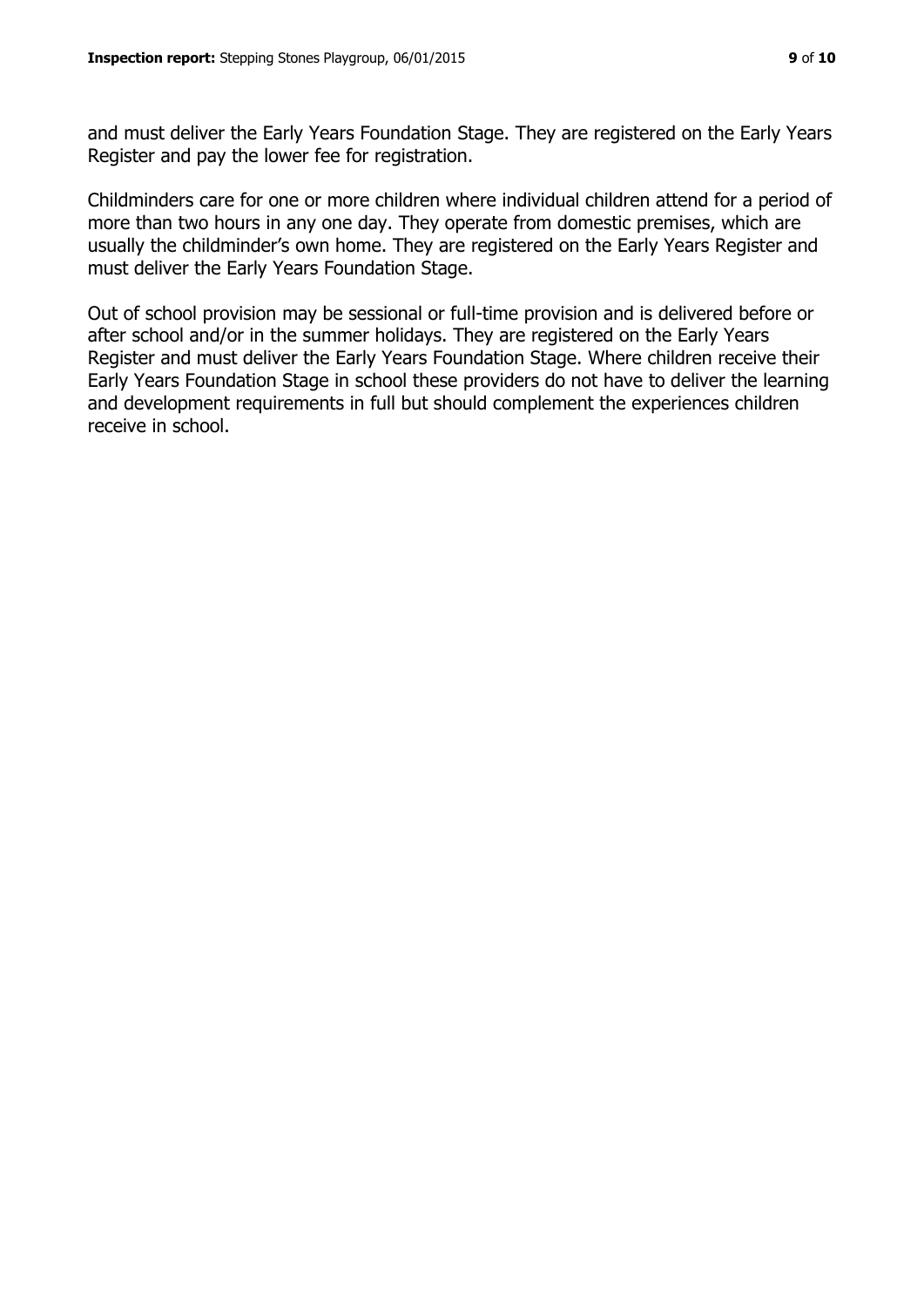and must deliver the Early Years Foundation Stage. They are registered on the Early Years Register and pay the lower fee for registration.

Childminders care for one or more children where individual children attend for a period of more than two hours in any one day. They operate from domestic premises, which are usually the childminder's own home. They are registered on the Early Years Register and must deliver the Early Years Foundation Stage.

Out of school provision may be sessional or full-time provision and is delivered before or after school and/or in the summer holidays. They are registered on the Early Years Register and must deliver the Early Years Foundation Stage. Where children receive their Early Years Foundation Stage in school these providers do not have to deliver the learning and development requirements in full but should complement the experiences children receive in school.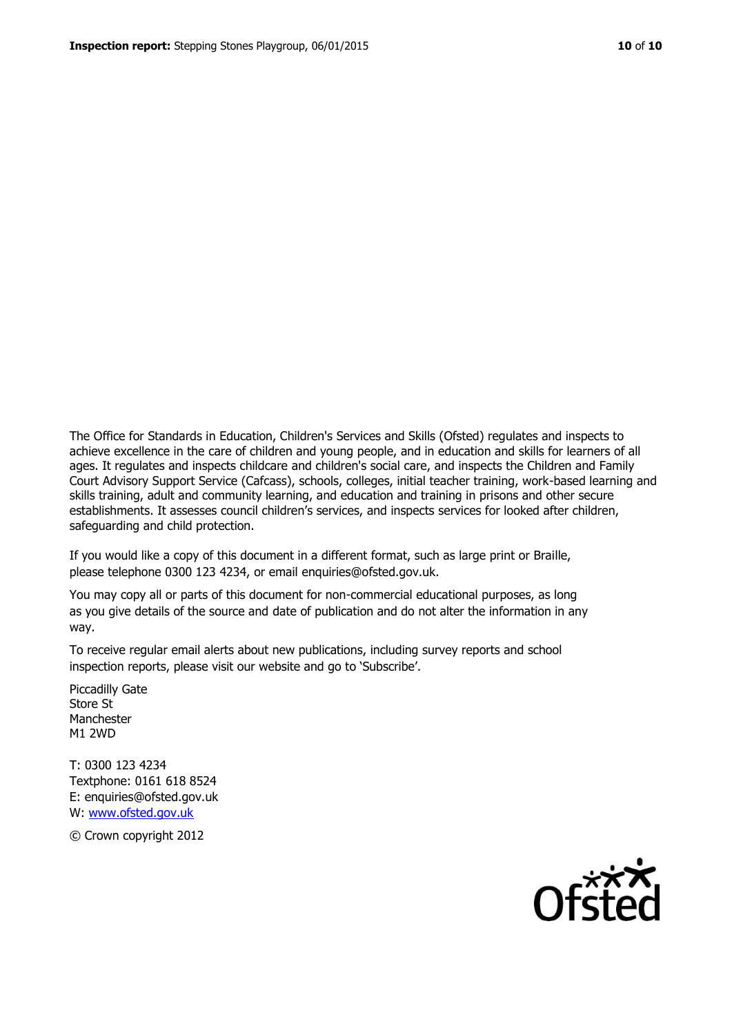The Office for Standards in Education, Children's Services and Skills (Ofsted) regulates and inspects to achieve excellence in the care of children and young people, and in education and skills for learners of all ages. It regulates and inspects childcare and children's social care, and inspects the Children and Family Court Advisory Support Service (Cafcass), schools, colleges, initial teacher training, work-based learning and skills training, adult and community learning, and education and training in prisons and other secure establishments. It assesses council children's services, and inspects services for looked after children, safeguarding and child protection.

If you would like a copy of this document in a different format, such as large print or Braille, please telephone 0300 123 4234, or email enquiries@ofsted.gov.uk.

You may copy all or parts of this document for non-commercial educational purposes, as long as you give details of the source and date of publication and do not alter the information in any way.

To receive regular email alerts about new publications, including survey reports and school inspection reports, please visit our website and go to 'Subscribe'.

Piccadilly Gate
Store St
Manchester
M1 2WD

T: 0300 123 4234
Textphone: 0161 618 8524
E: enquiries@ofsted.gov.uk
W: www.ofsted.gov.uk

© Crown copyright 2012

Ofsted